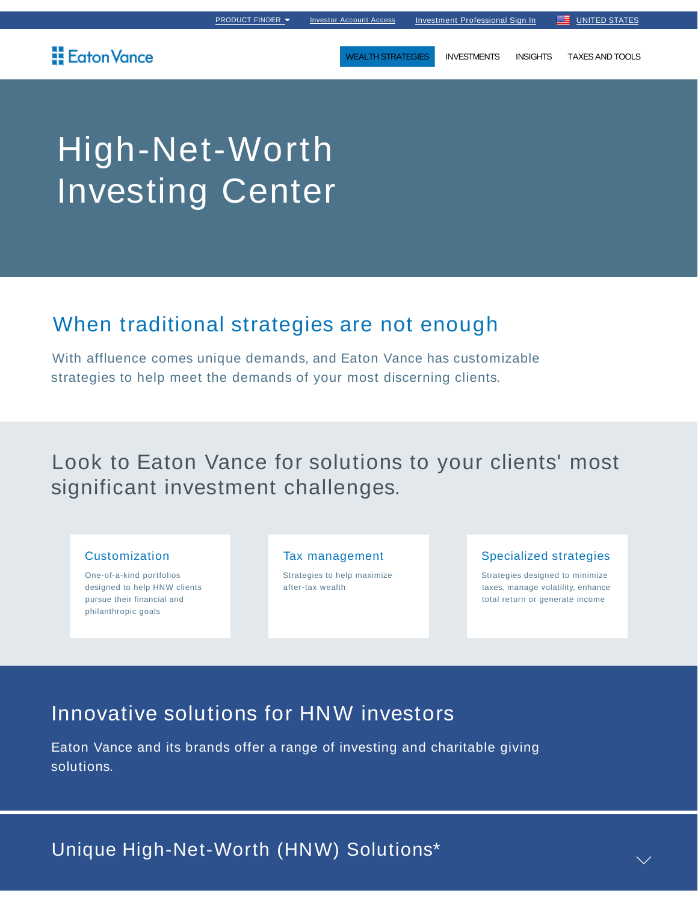PRODUCT FINDER | Investor Account Access | Investment Professional Sign In | UNITED STATES

Eaton Vance

WEALTH STRATEGIES | INVESTMENTS | INSIGHTS | TAXES AND TOOLS

# High-Net-Worth Investing Center

## When traditional strategies are not enough

With affluence comes unique demands, and Eaton Vance has customizable strategies to help meet the demands of your most discerning clients.

## Look to Eaton Vance for solutions to your clients' most significant investment challenges.

### Customization

One-of-a-kind portfolios designed to help HNW clients pursue their financial and philanthropic goals

### Tax management

Strategies to help maximize after-tax wealth

### Specialized strategies

Strategies designed to minimize taxes, manage volatility, enhance total return or generate income

## Innovative solutions for HNW investors

Eaton Vance and its brands offer a range of investing and charitable giving solutions.

## Unique High-Net-Worth (HNW) Solutions*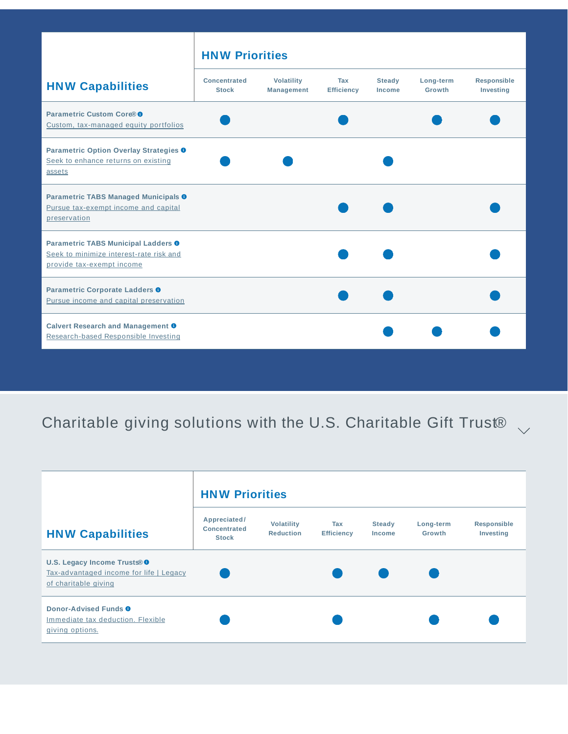| HNW Capabilities | HNW Priorities | | | | | |
|---|---|---|---|---|---|---|
| | Concentrated Stock | Volatility Management | Tax Efficiency | Steady Income | Long-term Growth | Responsible Investing |
| **Parametric Custom Core®** <br> Custom, tax-managed equity portfolios | ● | | ● | | ● | ● |
| **Parametric Option Overlay Strategies** <br> Seek to enhance returns on existing assets | ● | ● | | ● | | |
| **Parametric TABS Managed Municipals** <br> Pursue tax-exempt income and capital preservation | | | ● | ● | | ● |
| **Parametric TABS Municipal Ladders** <br> Seek to minimize interest-rate risk and provide tax-exempt income | | | ● | ● | | ● |
| **Parametric Corporate Ladders** <br> Pursue income and capital preservation | | | ● | ● | | ● |
| **Calvert Research and Management** <br> Research-based Responsible Investing | | | | ● | ● | ● |

## Charitable giving solutions with the U.S. Charitable Gift Trust®

| HNW Capabilities | HNW Priorities | | | | | |
|---|---|---|---|---|---|---|
| | Appreciated/ Concentrated Stock | Volatility Reduction | Tax Efficiency | Steady Income | Long-term Growth | Responsible Investing |
| **U.S. Legacy Income Trusts®** <br> Tax-advantaged income for life \| Legacy of charitable giving | ● | | ● | ● | ● | |
| **Donor-Advised Funds** <br> Immediate tax deduction. Flexible giving options. | ● | | ● | | ● | ● |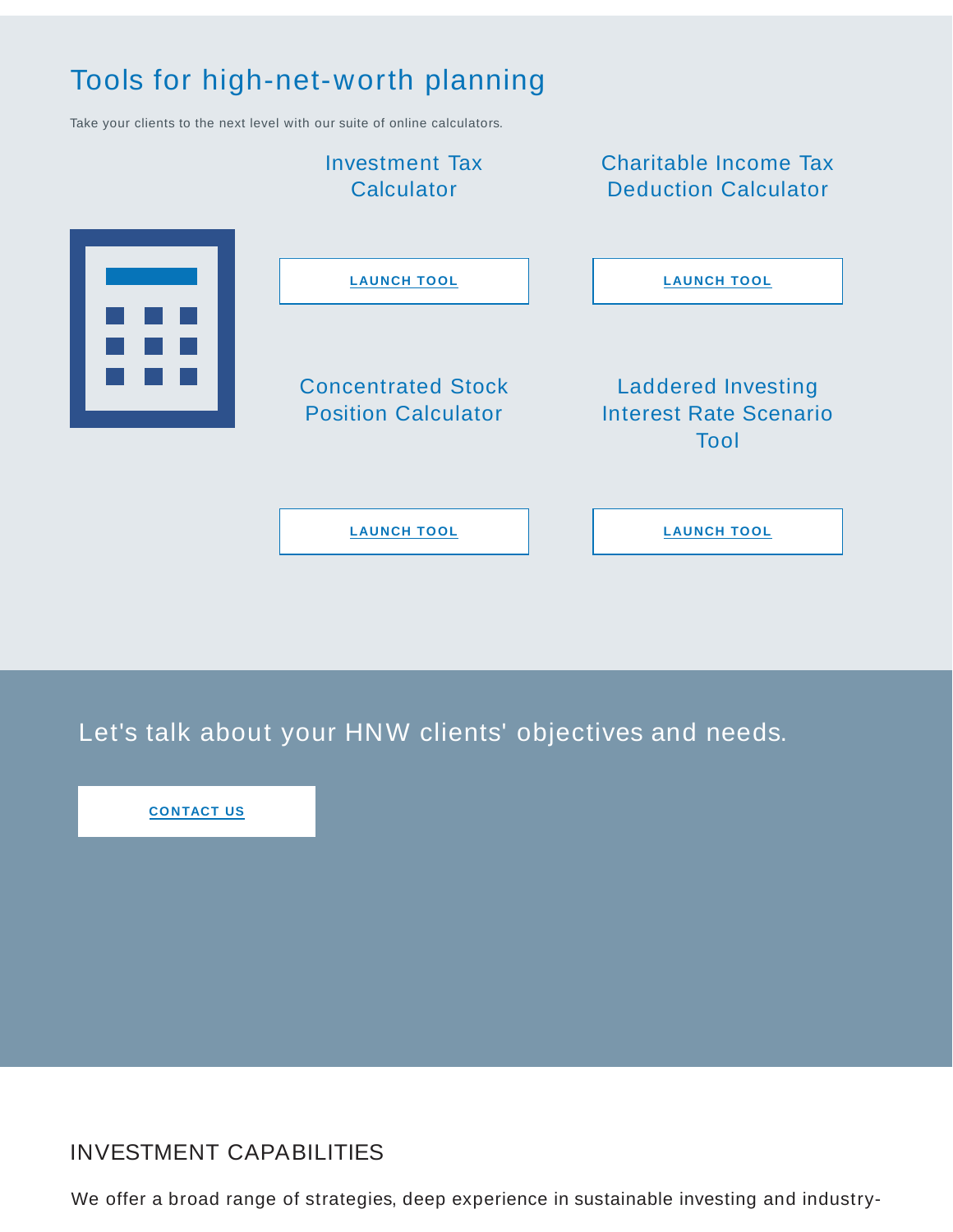## Tools for high-net-worth planning

Take your clients to the next level with our suite of online calculators.

### Investment Tax Calculator

LAUNCH TOOL

### Charitable Income Tax Deduction Calculator

LAUNCH TOOL

### Concentrated Stock Position Calculator

LAUNCH TOOL

### Laddered Investing Interest Rate Scenario Tool

LAUNCH TOOL

## Let's talk about your HNW clients' objectives and needs.

CONTACT US

## INVESTMENT CAPABILITIES

We offer a broad range of strategies, deep experience in sustainable investing and industry-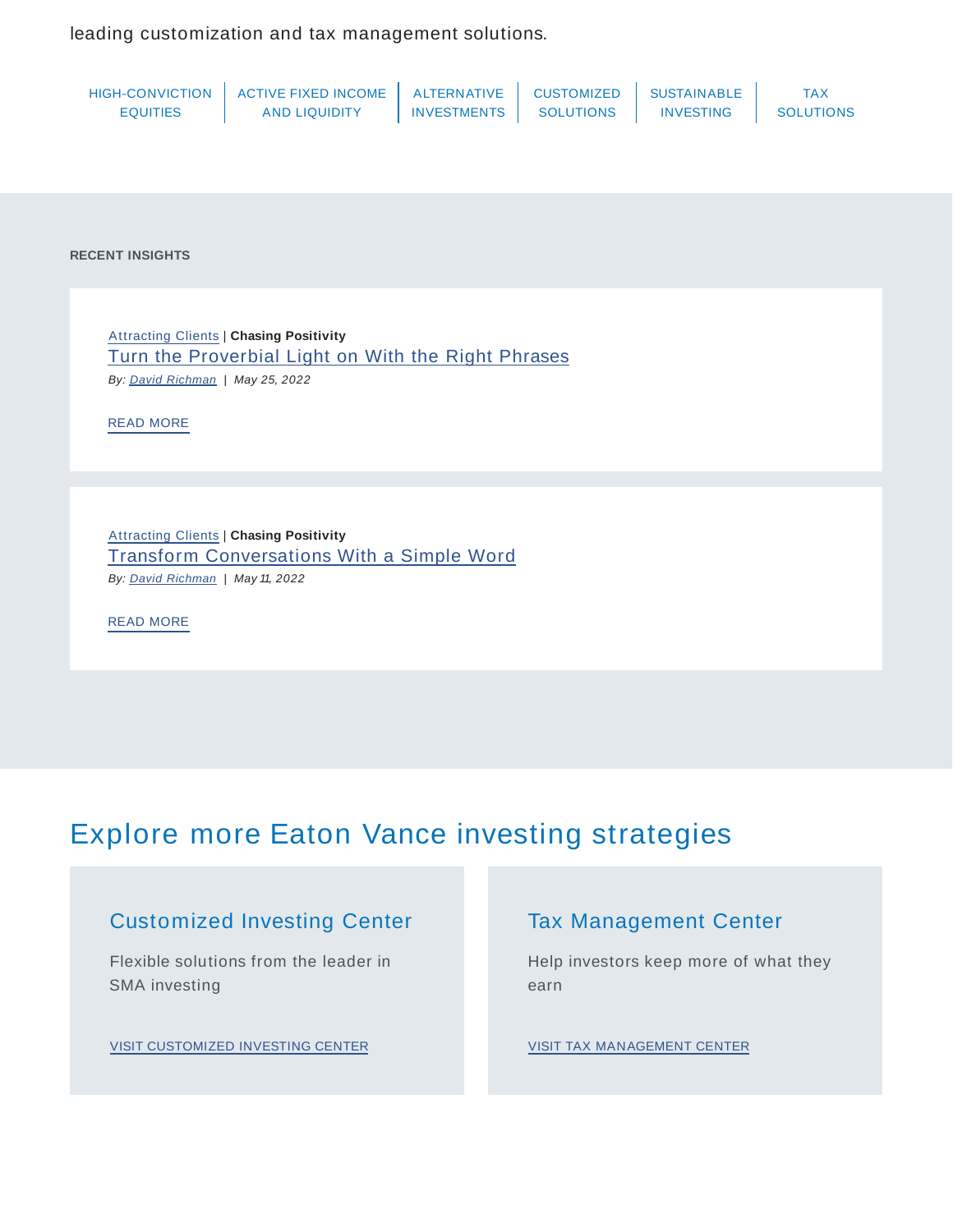leading customization and tax management solutions.

HIGH-CONVICTION EQUITIES | ACTIVE FIXED INCOME AND LIQUIDITY | ALTERNATIVE INVESTMENTS | CUSTOMIZED SOLUTIONS | SUSTAINABLE INVESTING | TAX SOLUTIONS

**RECENT INSIGHTS**

Attracting Clients | **Chasing Positivity**

### Turn the Proverbial Light on With the Right Phrases

*By: David Richman | May 25, 2022*

READ MORE

Attracting Clients | **Chasing Positivity**

### Transform Conversations With a Simple Word

*By: David Richman | May 11, 2022*

READ MORE

## Explore more Eaton Vance investing strategies

### Customized Investing Center

Flexible solutions from the leader in SMA investing

VISIT CUSTOMIZED INVESTING CENTER

### Tax Management Center

Help investors keep more of what they earn

VISIT TAX MANAGEMENT CENTER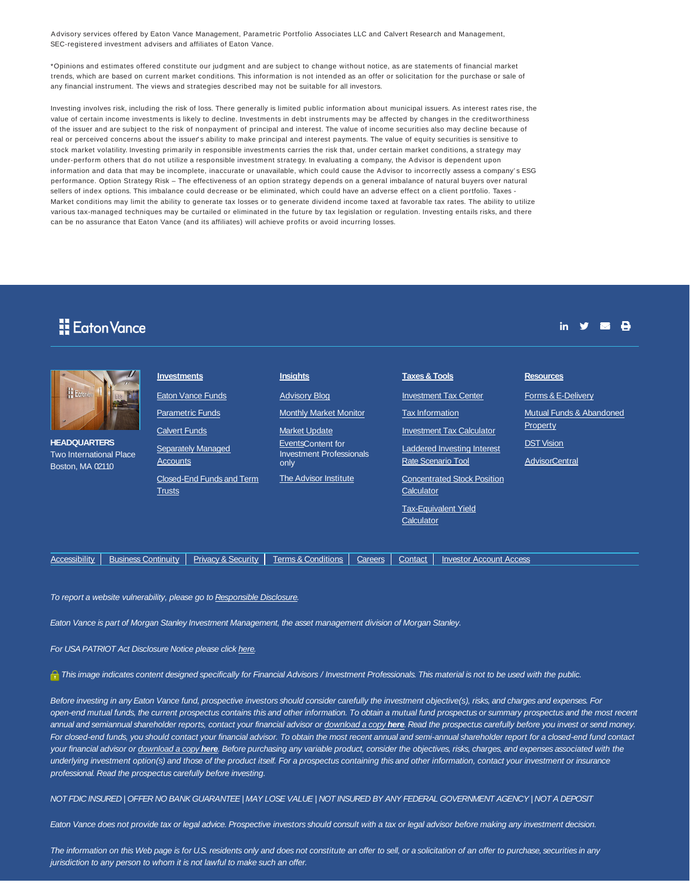Advisory services offered by Eaton Vance Management, Parametric Portfolio Associates LLC and Calvert Research and Management, SEC-registered investment advisers and affiliates of Eaton Vance.

*Opinions and estimates offered constitute our judgment and are subject to change without notice, as are statements of financial market trends, which are based on current market conditions. This information is not intended as an offer or solicitation for the purchase or sale of any financial instrument. The views and strategies described may not be suitable for all investors.

Investing involves risk, including the risk of loss. There generally is limited public information about municipal issuers. As interest rates rise, the value of certain income investments is likely to decline. Investments in debt instruments may be affected by changes in the creditworthiness of the issuer and are subject to the risk of nonpayment of principal and interest. The value of income securities also may decline because of real or perceived concerns about the issuer's ability to make principal and interest payments. The value of equity securities is sensitive to stock market volatility. Investing primarily in responsible investments carries the risk that, under certain market conditions, a strategy may under-perform others that do not utilize a responsible investment strategy. In evaluating a company, the Advisor is dependent upon information and data that may be incomplete, inaccurate or unavailable, which could cause the Advisor to incorrectly assess a company's ESG performance. Option Strategy Risk – The effectiveness of an option strategy depends on a general imbalance of natural buyers over natural sellers of index options. This imbalance could decrease or be eliminated, which could have an adverse effect on a client portfolio. Taxes - Market conditions may limit the ability to generate tax losses or to generate dividend income taxed at favorable tax rates. The ability to utilize various tax-managed techniques may be curtailed or eliminated in the future by tax legislation or regulation. Investing entails risks, and there can be no assurance that Eaton Vance (and its affiliates) will achieve profits or avoid incurring losses.

Eaton Vance

**HEADQUARTERS**
Two International Place
Boston, MA 02110

**Investments**

- Eaton Vance Funds
- Parametric Funds
- Calvert Funds
- Separately Managed Accounts
- Closed-End Funds and Term Trusts

**Insights**

- Advisory Blog
- Monthly Market Monitor
- Market Update
- Events Content for Investment Professionals only
- The Advisor Institute

**Taxes & Tools**

- Investment Tax Center
- Tax Information
- Investment Tax Calculator
- Laddered Investing Interest Rate Scenario Tool
- Concentrated Stock Position Calculator
- Tax-Equivalent Yield Calculator

**Resources**

- Forms & E-Delivery
- Mutual Funds & Abandoned Property
- DST Vision
- AdvisorCentral

Accessibility | Business Continuity | Privacy & Security | Terms & Conditions | Careers | Contact | Investor Account Access

*To report a website vulnerability, please go to Responsible Disclosure.*

*Eaton Vance is part of Morgan Stanley Investment Management, the asset management division of Morgan Stanley.*

*For USA PATRIOT Act Disclosure Notice please click here.*

*This image indicates content designed specifically for Financial Advisors / Investment Professionals. This material is not to be used with the public.*

*Before investing in any Eaton Vance fund, prospective investors should consider carefully the investment objective(s), risks, and charges and expenses. For open-end mutual funds, the current prospectus contains this and other information. To obtain a mutual fund prospectus or summary prospectus and the most recent annual and semiannual shareholder reports, contact your financial advisor or download a copy **here**. Read the prospectus carefully before you invest or send money. For closed-end funds, you should contact your financial advisor. To obtain the most recent annual and semi-annual shareholder report for a closed-end fund contact your financial advisor or download a copy **here**. Before purchasing any variable product, consider the objectives, risks, charges, and expenses associated with the underlying investment option(s) and those of the product itself. For a prospectus containing this and other information, contact your investment or insurance professional. Read the prospectus carefully before investing.*

*NOT FDIC INSURED | OFFER NO BANK GUARANTEE | MAY LOSE VALUE | NOT INSURED BY ANY FEDERAL GOVERNMENT AGENCY | NOT A DEPOSIT*

*Eaton Vance does not provide tax or legal advice. Prospective investors should consult with a tax or legal advisor before making any investment decision.*

*The information on this Web page is for U.S. residents only and does not constitute an offer to sell, or a solicitation of an offer to purchase, securities in any jurisdiction to any person to whom it is not lawful to make such an offer.*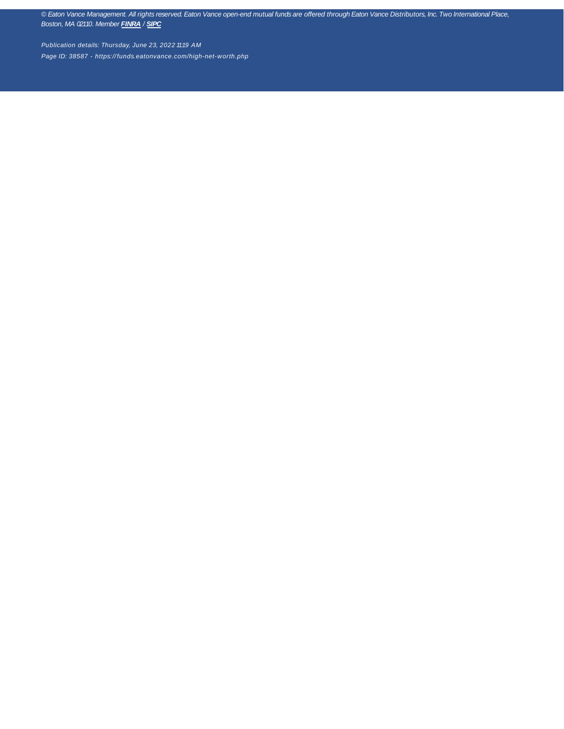*© Eaton Vance Management. All rights reserved. Eaton Vance open-end mutual funds are offered through Eaton Vance Distributors, Inc. Two International Place, Boston, MA 02110. Member* ***FINRA*** */* ***SIPC***

*Publication details: Thursday, June 23, 2022 11:19 AM*

*Page ID: 38587 - https://funds.eatonvance.com/high-net-worth.php*